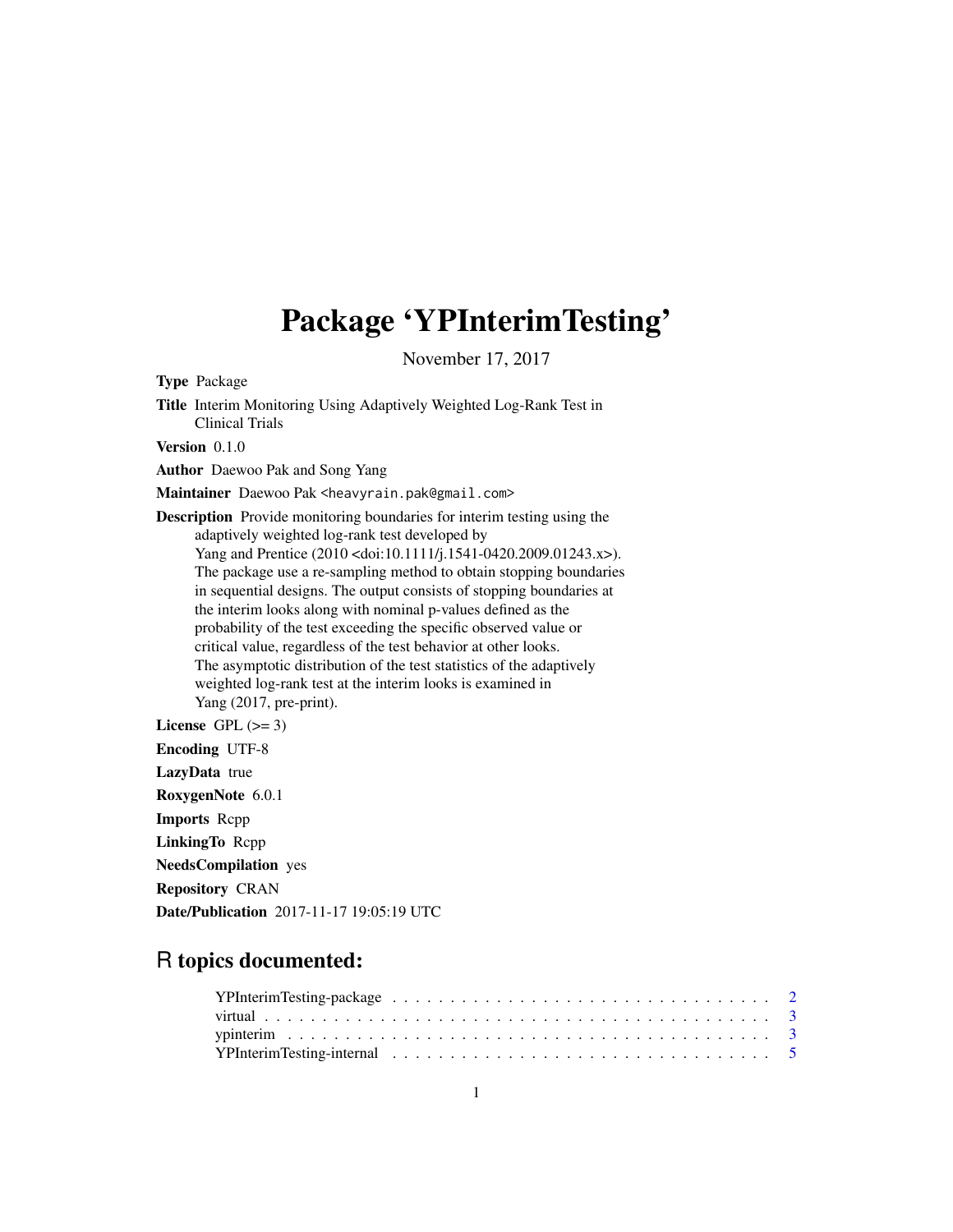# Package 'YPInterimTesting'

November 17, 2017

**Type** Package

**Title** Interim Monitoring Using Adaptively Weighted Log-Rank Test in Clinical Trials

**Version** 0.1.0

**Author** Daewoo Pak and Song Yang

**Maintainer** Daewoo Pak <heavyrain.pak@gmail.com>

**Description** Provide monitoring boundaries for interim testing using the adaptively weighted log-rank test developed by Yang and Prentice (2010 <doi:10.1111/j.1541-0420.2009.01243.x>). The package use a re-sampling method to obtain stopping boundaries in sequential designs. The output consists of stopping boundaries at the interim looks along with nominal p-values defined as the probability of the test exceeding the specific observed value or critical value, regardless of the test behavior at other looks. The asymptotic distribution of the test statistics of the adaptively weighted log-rank test at the interim looks is examined in Yang (2017, pre-print).

**License** GPL (>= 3)

**Encoding** UTF-8

**LazyData** true

**RoxygenNote** 6.0.1

**Imports** Rcpp

**LinkingTo** Rcpp

**NeedsCompilation** yes

**Repository** CRAN

**Date/Publication** 2017-11-17 19:05:19 UTC

## R topics documented:

- YPInterimTesting-package . . . . . . . . . . . . . . . . . . . . . . . . . . . . . . . . 2
- virtual . . . . . . . . . . . . . . . . . . . . . . . . . . . . . . . . . . . . . . . . . 3
- ypinterim . . . . . . . . . . . . . . . . . . . . . . . . . . . . . . . . . . . . . . . 3
- YPInterimTesting-internal . . . . . . . . . . . . . . . . . . . . . . . . . . . . . . . 5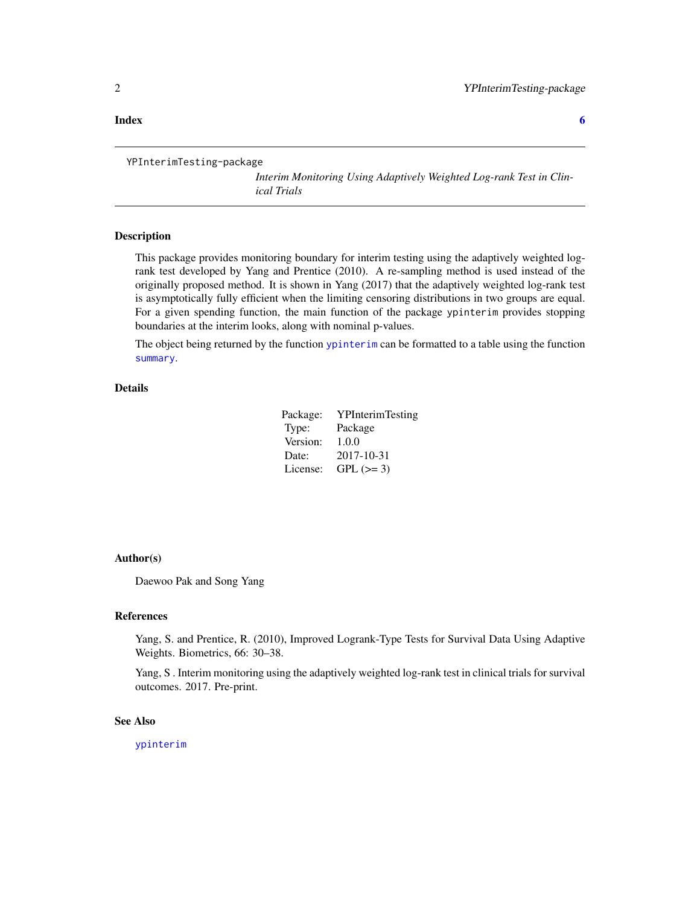**Index** **6**

---

YPInterimTesting-package    *Interim Monitoring Using Adaptively Weighted Log-rank Test in Clinical Trials*

---

## Description

This package provides monitoring boundary for interim testing using the adaptively weighted log-rank test developed by Yang and Prentice (2010). A re-sampling method is used instead of the originally proposed method. It is shown in Yang (2017) that the adaptively weighted log-rank test is asymptotically fully efficient when the limiting censoring distributions in two groups are equal. For a given spending function, the main function of the package `ypinterim` provides stopping boundaries at the interim looks, along with nominal p-values.

The object being returned by the function `ypinterim` can be formatted to a table using the function `summary`.

## Details

| | |
|---|---|
| Package: | YPInterimTesting |
| Type: | Package |
| Version: | 1.0.0 |
| Date: | 2017-10-31 |
| License: | GPL (>= 3) |

## Author(s)

Daewoo Pak and Song Yang

## References

Yang, S. and Prentice, R. (2010), Improved Logrank-Type Tests for Survival Data Using Adaptive Weights. Biometrics, 66: 30–38.

Yang, S . Interim monitoring using the adaptively weighted log-rank test in clinical trials for survival outcomes. 2017. Pre-print.

## See Also

`ypinterim`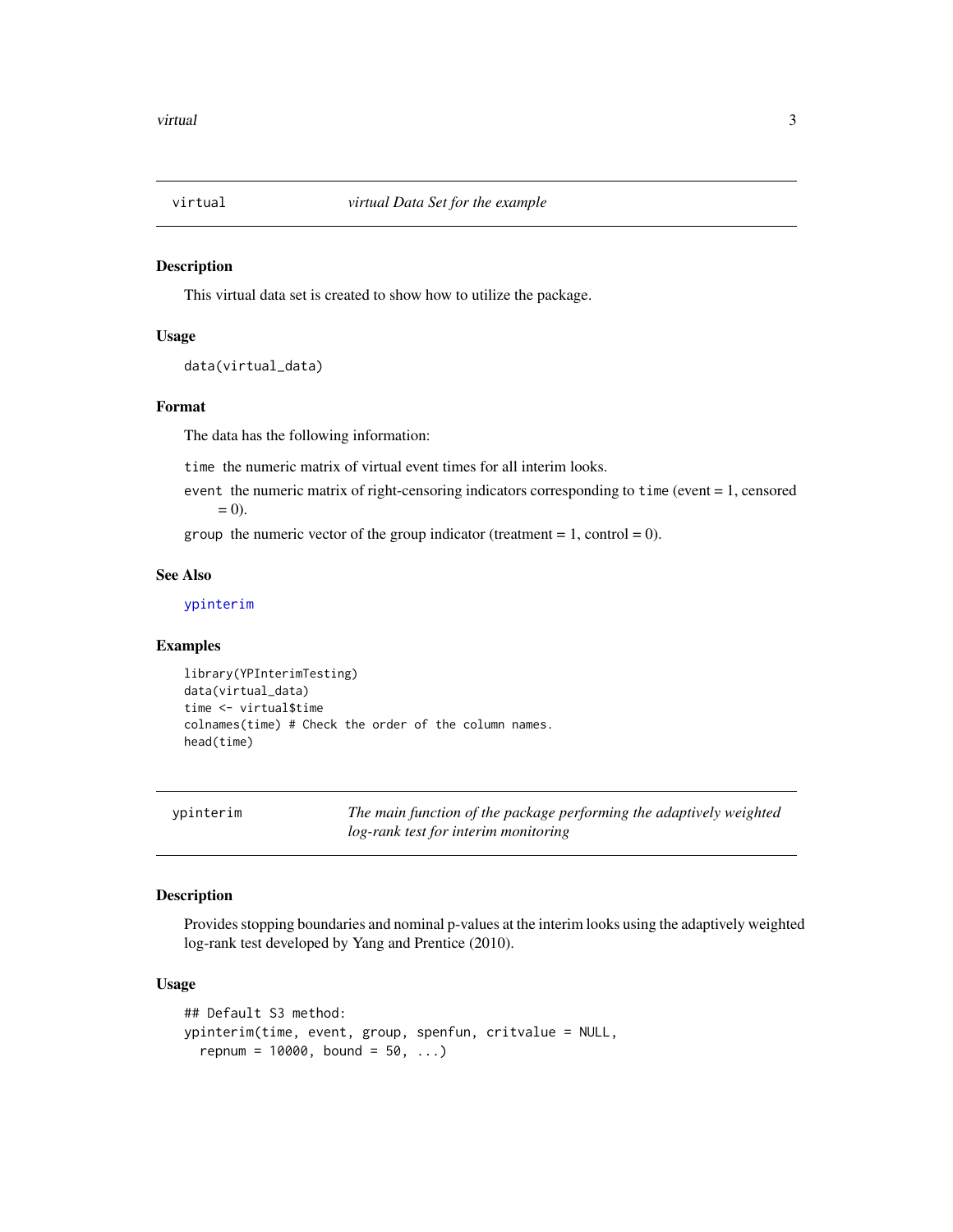## virtual — *virtual Data Set for the example*

### Description

This virtual data set is created to show how to utilize the package.

### Usage

```
data(virtual_data)
```

### Format

The data has the following information:

- `time` the numeric matrix of virtual event times for all interim looks.
- `event` the numeric matrix of right-censoring indicators corresponding to `time` (event = 1, censored = 0).
- `group` the numeric vector of the group indicator (treatment = 1, control = 0).

### See Also

ypinterim

### Examples

```
library(YPInterimTesting)
data(virtual_data)
time <- virtual$time
colnames(time) # Check the order of the column names.
head(time)
```

## ypinterim — *The main function of the package performing the adaptively weighted log-rank test for interim monitoring*

### Description

Provides stopping boundaries and nominal p-values at the interim looks using the adaptively weighted log-rank test developed by Yang and Prentice (2010).

### Usage

```
## Default S3 method:
ypinterim(time, event, group, spenfun, critvalue = NULL,
  repnum = 10000, bound = 50, ...)
```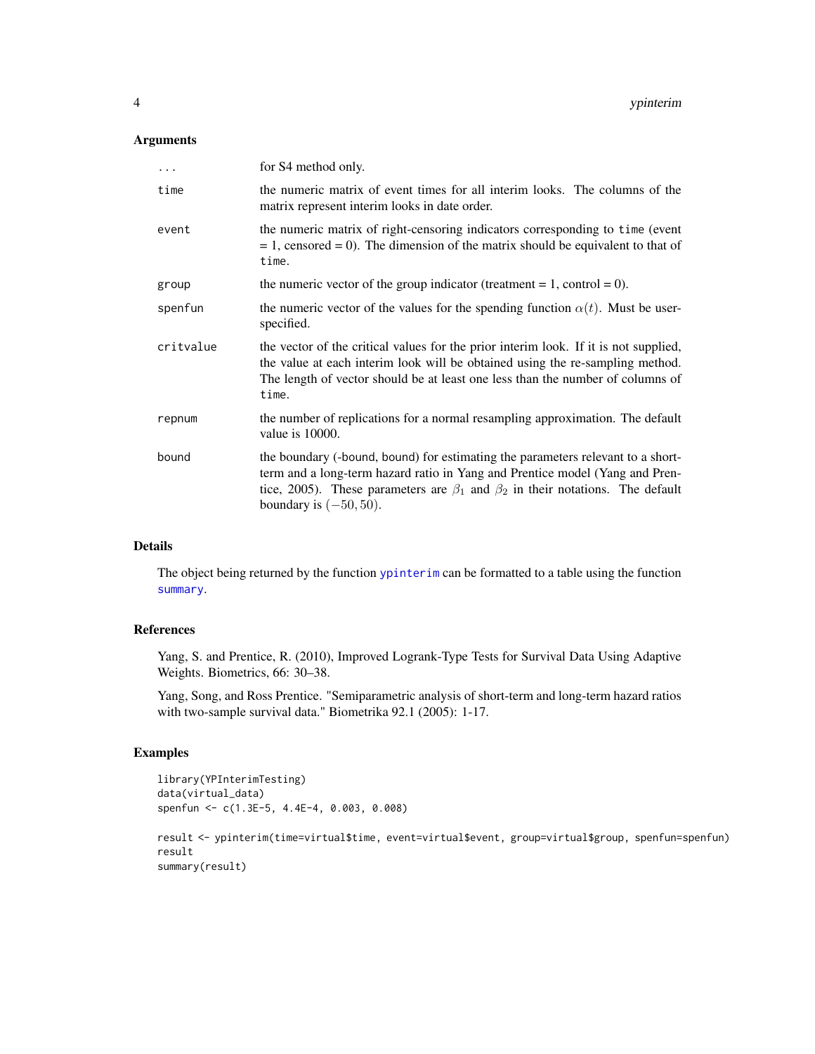## Arguments

| | |
|---|---|
| `...` | for S4 method only. |
| `time` | the numeric matrix of event times for all interim looks. The columns of the matrix represent interim looks in date order. |
| `event` | the numeric matrix of right-censoring indicators corresponding to `time` (event = 1, censored = 0). The dimension of the matrix should be equivalent to that of `time`. |
| `group` | the numeric vector of the group indicator (treatment = 1, control = 0). |
| `spenfun` | the numeric vector of the values for the spending function $\alpha(t)$. Must be user-specified. |
| `critvalue` | the vector of the critical values for the prior interim look. If it is not supplied, the value at each interim look will be obtained using the re-sampling method. The length of vector should be at least one less than the number of columns of `time`. |
| `repnum` | the number of replications for a normal resampling approximation. The default value is 10000. |
| `bound` | the boundary (-bound, bound) for estimating the parameters relevant to a short-term and a long-term hazard ratio in Yang and Prentice model (Yang and Prentice, 2005). These parameters are $\beta_1$ and $\beta_2$ in their notations. The default boundary is $(-50, 50)$. |

## Details

The object being returned by the function `ypinterim` can be formatted to a table using the function `summary`.

## References

Yang, S. and Prentice, R. (2010), Improved Logrank-Type Tests for Survival Data Using Adaptive Weights. Biometrics, 66: 30–38.

Yang, Song, and Ross Prentice. "Semiparametric analysis of short-term and long-term hazard ratios with two-sample survival data." Biometrika 92.1 (2005): 1-17.

## Examples

```
library(YPInterimTesting)
data(virtual_data)
spenfun <- c(1.3E-5, 4.4E-4, 0.003, 0.008)

result <- ypinterim(time=virtual$time, event=virtual$event, group=virtual$group, spenfun=spenfun)
result
summary(result)
```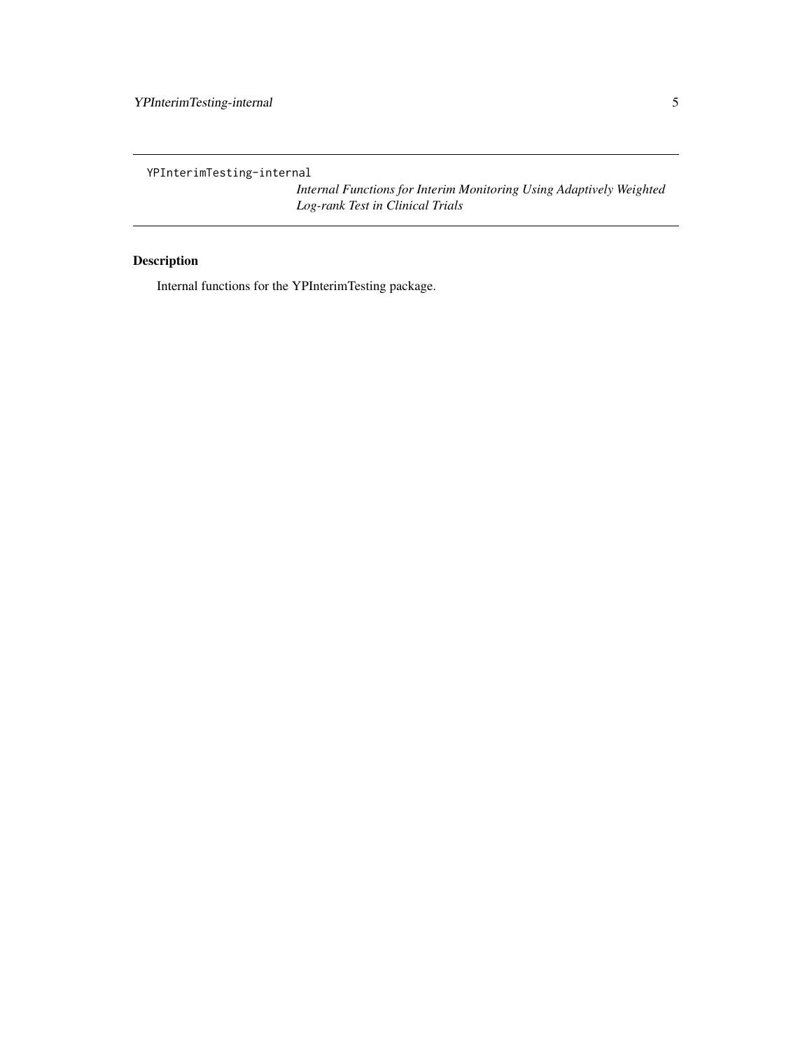`YPInterimTesting-internal`

*Internal Functions for Interim Monitoring Using Adaptively Weighted Log-rank Test in Clinical Trials*

## Description

Internal functions for the YPInterimTesting package.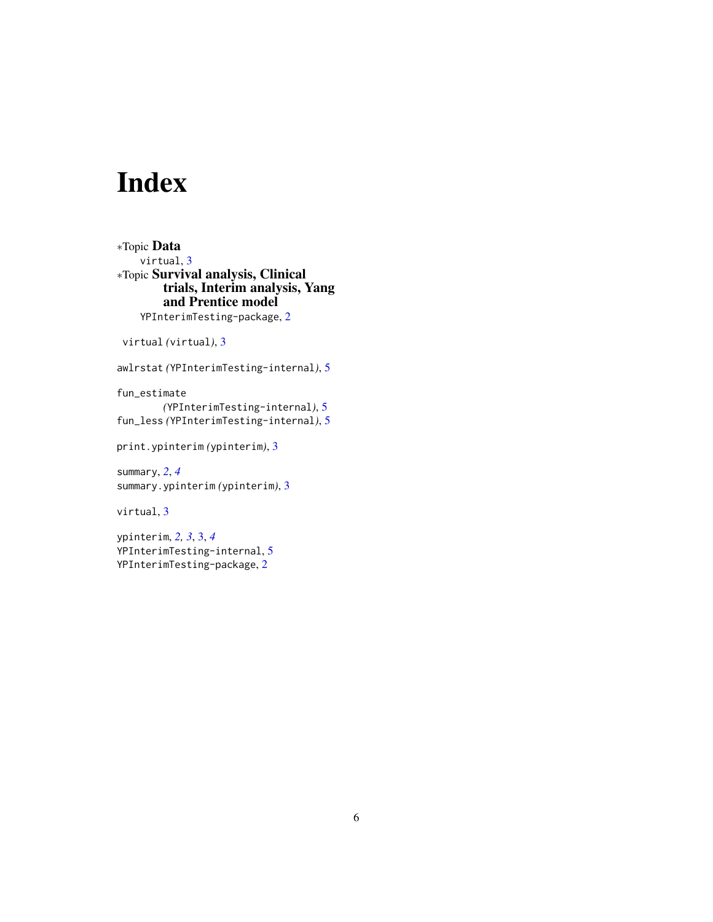# Index

*Topic **Data**
  virtual, 3

*Topic **Survival analysis, Clinical trials, Interim analysis, Yang and Prentice model**
  YPInterimTesting-package, 2

 virtual *(*virtual*)*, 3

awlrstat *(*YPInterimTesting-internal*)*, 5

fun_estimate *(*YPInterimTesting-internal*)*, 5
fun_less *(*YPInterimTesting-internal*)*, 5

print.ypinterim *(*ypinterim*)*, 3

summary, *2*, *4*
summary.ypinterim *(*ypinterim*)*, 3

virtual, 3

ypinterim, *2, 3*, 3, *4*
YPInterimTesting-internal, 5
YPInterimTesting-package, 2